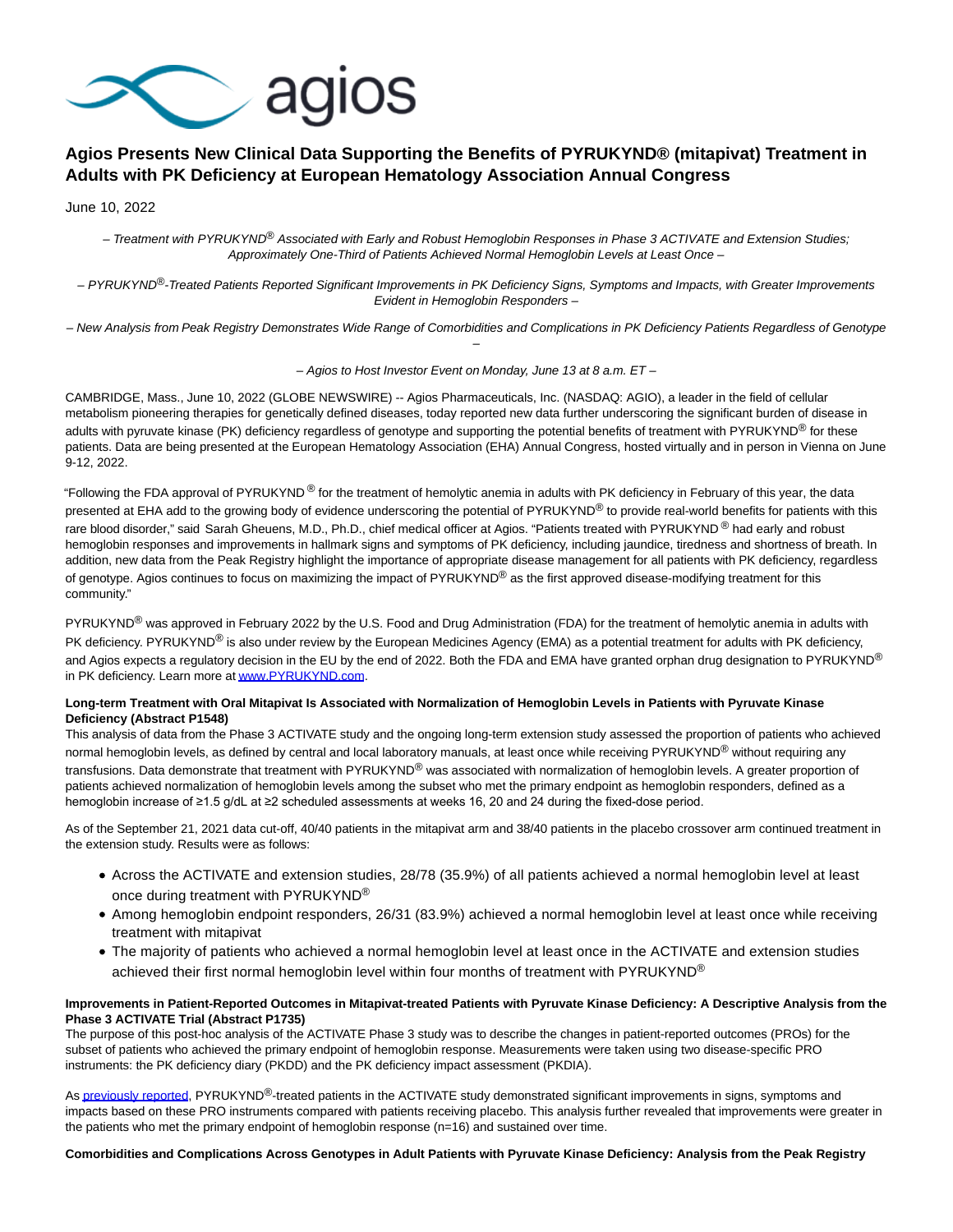# Agios Presents New Clinical Data Supporting the Benefits of PYRUKYND® (mitapivat) Treatment in Adults with PK Deficiency at European Hematology Association Annual Congress

June 10, 2022

*– Treatment with PYRUKYND® Associated with Early and Robust Hemoglobin Responses in Phase 3 ACTIVATE and Extension Studies; Approximately One-Third of Patients Achieved Normal Hemoglobin Levels at Least Once –*

*– PYRUKYND®-Treated Patients Reported Significant Improvements in PK Deficiency Signs, Symptoms and Impacts, with Greater Improvements Evident in Hemoglobin Responders –*

*– New Analysis from Peak Registry Demonstrates Wide Range of Comorbidities and Complications in PK Deficiency Patients Regardless of Genotype –*

*– Agios to Host Investor Event on Monday, June 13 at 8 a.m. ET –*

CAMBRIDGE, Mass., June 10, 2022 (GLOBE NEWSWIRE) -- Agios Pharmaceuticals, Inc. (NASDAQ: AGIO), a leader in the field of cellular metabolism pioneering therapies for genetically defined diseases, today reported new data further underscoring the significant burden of disease in adults with pyruvate kinase (PK) deficiency regardless of genotype and supporting the potential benefits of treatment with PYRUKYND® for these patients. Data are being presented at the European Hematology Association (EHA) Annual Congress, hosted virtually and in person in Vienna on June 9-12, 2022.

"Following the FDA approval of PYRUKYND® for the treatment of hemolytic anemia in adults with PK deficiency in February of this year, the data presented at EHA add to the growing body of evidence underscoring the potential of PYRUKYND® to provide real-world benefits for patients with this rare blood disorder," said Sarah Gheuens, M.D., Ph.D., chief medical officer at Agios. "Patients treated with PYRUKYND® had early and robust hemoglobin responses and improvements in hallmark signs and symptoms of PK deficiency, including jaundice, tiredness and shortness of breath. In addition, new data from the Peak Registry highlight the importance of appropriate disease management for all patients with PK deficiency, regardless of genotype. Agios continues to focus on maximizing the impact of PYRUKYND® as the first approved disease-modifying treatment for this community."

PYRUKYND® was approved in February 2022 by the U.S. Food and Drug Administration (FDA) for the treatment of hemolytic anemia in adults with PK deficiency. PYRUKYND® is also under review by the European Medicines Agency (EMA) as a potential treatment for adults with PK deficiency, and Agios expects a regulatory decision in the EU by the end of 2022. Both the FDA and EMA have granted orphan drug designation to PYRUKYND® in PK deficiency. Learn more at www.PYRUKYND.com.

**Long-term Treatment with Oral Mitapivat Is Associated with Normalization of Hemoglobin Levels in Patients with Pyruvate Kinase Deficiency (Abstract P1548)**

This analysis of data from the Phase 3 ACTIVATE study and the ongoing long-term extension study assessed the proportion of patients who achieved normal hemoglobin levels, as defined by central and local laboratory manuals, at least once while receiving PYRUKYND® without requiring any transfusions. Data demonstrate that treatment with PYRUKYND® was associated with normalization of hemoglobin levels. A greater proportion of patients achieved normalization of hemoglobin levels among the subset who met the primary endpoint as hemoglobin responders, defined as a hemoglobin increase of ≥1.5 g/dL at ≥2 scheduled assessments at weeks 16, 20 and 24 during the fixed-dose period.

As of the September 21, 2021 data cut-off, 40/40 patients in the mitapivat arm and 38/40 patients in the placebo crossover arm continued treatment in the extension study. Results were as follows:

- Across the ACTIVATE and extension studies, 28/78 (35.9%) of all patients achieved a normal hemoglobin level at least once during treatment with PYRUKYND®
- Among hemoglobin endpoint responders, 26/31 (83.9%) achieved a normal hemoglobin level at least once while receiving treatment with mitapivat
- The majority of patients who achieved a normal hemoglobin level at least once in the ACTIVATE and extension studies achieved their first normal hemoglobin level within four months of treatment with PYRUKYND®

**Improvements in Patient-Reported Outcomes in Mitapivat-treated Patients with Pyruvate Kinase Deficiency: A Descriptive Analysis from the Phase 3 ACTIVATE Trial (Abstract P1735)**

The purpose of this post-hoc analysis of the ACTIVATE Phase 3 study was to describe the changes in patient-reported outcomes (PROs) for the subset of patients who achieved the primary endpoint of hemoglobin response. Measurements were taken using two disease-specific PRO instruments: the PK deficiency diary (PKDD) and the PK deficiency impact assessment (PKDIA).

As previously reported, PYRUKYND®-treated patients in the ACTIVATE study demonstrated significant improvements in signs, symptoms and impacts based on these PRO instruments compared with patients receiving placebo. This analysis further revealed that improvements were greater in the patients who met the primary endpoint of hemoglobin response (n=16) and sustained over time.

**Comorbidities and Complications Across Genotypes in Adult Patients with Pyruvate Kinase Deficiency: Analysis from the Peak Registry**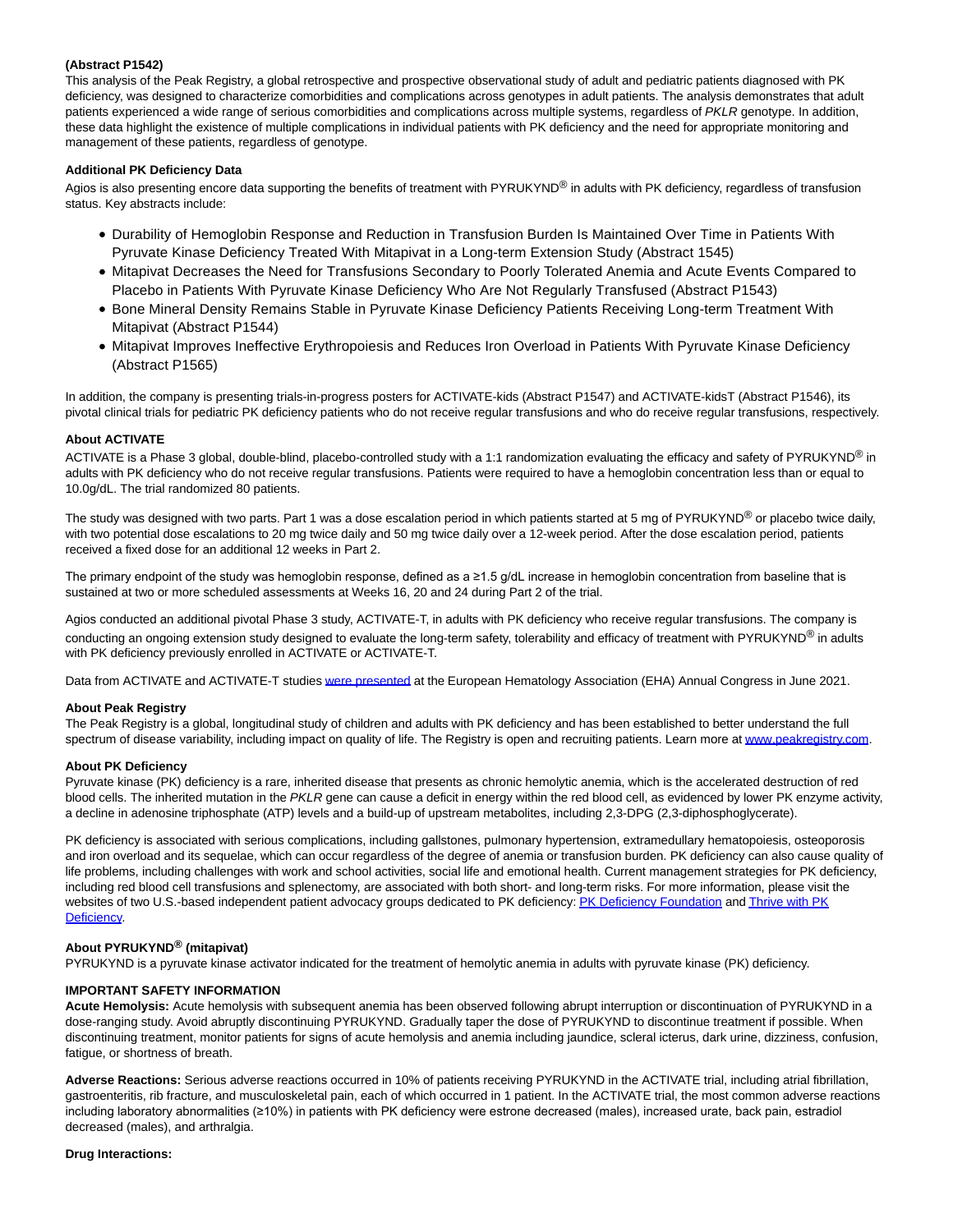**(Abstract P1542)**
This analysis of the Peak Registry, a global retrospective and prospective observational study of adult and pediatric patients diagnosed with PK deficiency, was designed to characterize comorbidities and complications across genotypes in adult patients. The analysis demonstrates that adult patients experienced a wide range of serious comorbidities and complications across multiple systems, regardless of *PKLR* genotype. In addition, these data highlight the existence of multiple complications in individual patients with PK deficiency and the need for appropriate monitoring and management of these patients, regardless of genotype.

**Additional PK Deficiency Data**

Agios is also presenting encore data supporting the benefits of treatment with PYRUKYND® in adults with PK deficiency, regardless of transfusion status. Key abstracts include:

- Durability of Hemoglobin Response and Reduction in Transfusion Burden Is Maintained Over Time in Patients With Pyruvate Kinase Deficiency Treated With Mitapivat in a Long-term Extension Study (Abstract 1545)
- Mitapivat Decreases the Need for Transfusions Secondary to Poorly Tolerated Anemia and Acute Events Compared to Placebo in Patients With Pyruvate Kinase Deficiency Who Are Not Regularly Transfused (Abstract P1543)
- Bone Mineral Density Remains Stable in Pyruvate Kinase Deficiency Patients Receiving Long-term Treatment With Mitapivat (Abstract P1544)
- Mitapivat Improves Ineffective Erythropoiesis and Reduces Iron Overload in Patients With Pyruvate Kinase Deficiency (Abstract P1565)

In addition, the company is presenting trials-in-progress posters for ACTIVATE-kids (Abstract P1547) and ACTIVATE-kidsT (Abstract P1546), its pivotal clinical trials for pediatric PK deficiency patients who do not receive regular transfusions and who do receive regular transfusions, respectively.

**About ACTIVATE**

ACTIVATE is a Phase 3 global, double-blind, placebo-controlled study with a 1:1 randomization evaluating the efficacy and safety of PYRUKYND® in adults with PK deficiency who do not receive regular transfusions. Patients were required to have a hemoglobin concentration less than or equal to 10.0g/dL. The trial randomized 80 patients.

The study was designed with two parts. Part 1 was a dose escalation period in which patients started at 5 mg of PYRUKYND® or placebo twice daily, with two potential dose escalations to 20 mg twice daily and 50 mg twice daily over a 12-week period. After the dose escalation period, patients received a fixed dose for an additional 12 weeks in Part 2.

The primary endpoint of the study was hemoglobin response, defined as a ≥1.5 g/dL increase in hemoglobin concentration from baseline that is sustained at two or more scheduled assessments at Weeks 16, 20 and 24 during Part 2 of the trial.

Agios conducted an additional pivotal Phase 3 study, ACTIVATE-T, in adults with PK deficiency who receive regular transfusions. The company is conducting an ongoing extension study designed to evaluate the long-term safety, tolerability and efficacy of treatment with PYRUKYND® in adults with PK deficiency previously enrolled in ACTIVATE or ACTIVATE-T.

Data from ACTIVATE and ACTIVATE-T studies were presented at the European Hematology Association (EHA) Annual Congress in June 2021.

**About Peak Registry**

The Peak Registry is a global, longitudinal study of children and adults with PK deficiency and has been established to better understand the full spectrum of disease variability, including impact on quality of life. The Registry is open and recruiting patients. Learn more at www.peakregistry.com.

**About PK Deficiency**

Pyruvate kinase (PK) deficiency is a rare, inherited disease that presents as chronic hemolytic anemia, which is the accelerated destruction of red blood cells. The inherited mutation in the *PKLR* gene can cause a deficit in energy within the red blood cell, as evidenced by lower PK enzyme activity, a decline in adenosine triphosphate (ATP) levels and a build-up of upstream metabolites, including 2,3-DPG (2,3-diphosphoglycerate).

PK deficiency is associated with serious complications, including gallstones, pulmonary hypertension, extramedullary hematopoiesis, osteoporosis and iron overload and its sequelae, which can occur regardless of the degree of anemia or transfusion burden. PK deficiency can also cause quality of life problems, including challenges with work and school activities, social life and emotional health. Current management strategies for PK deficiency, including red blood cell transfusions and splenectomy, are associated with both short- and long-term risks. For more information, please visit the websites of two U.S.-based independent patient advocacy groups dedicated to PK deficiency: PK Deficiency Foundation and Thrive with PK Deficiency.

**About PYRUKYND® (mitapivat)**

PYRUKYND is a pyruvate kinase activator indicated for the treatment of hemolytic anemia in adults with pyruvate kinase (PK) deficiency.

**IMPORTANT SAFETY INFORMATION**

**Acute Hemolysis:** Acute hemolysis with subsequent anemia has been observed following abrupt interruption or discontinuation of PYRUKYND in a dose-ranging study. Avoid abruptly discontinuing PYRUKYND. Gradually taper the dose of PYRUKYND to discontinue treatment if possible. When discontinuing treatment, monitor patients for signs of acute hemolysis and anemia including jaundice, scleral icterus, dark urine, dizziness, confusion, fatigue, or shortness of breath.

**Adverse Reactions:** Serious adverse reactions occurred in 10% of patients receiving PYRUKYND in the ACTIVATE trial, including atrial fibrillation, gastroenteritis, rib fracture, and musculoskeletal pain, each of which occurred in 1 patient. In the ACTIVATE trial, the most common adverse reactions including laboratory abnormalities (≥10%) in patients with PK deficiency were estrone decreased (males), increased urate, back pain, estradiol decreased (males), and arthralgia.

**Drug Interactions:**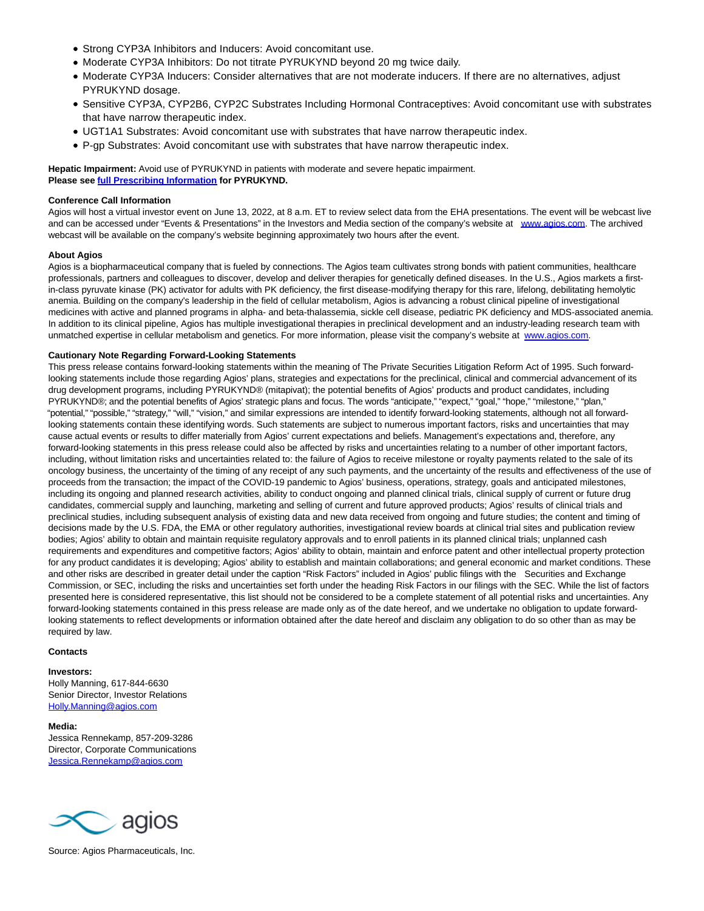- Strong CYP3A Inhibitors and Inducers: Avoid concomitant use.
- Moderate CYP3A Inhibitors: Do not titrate PYRUKYND beyond 20 mg twice daily.
- Moderate CYP3A Inducers: Consider alternatives that are not moderate inducers. If there are no alternatives, adjust PYRUKYND dosage.
- Sensitive CYP3A, CYP2B6, CYP2C Substrates Including Hormonal Contraceptives: Avoid concomitant use with substrates that have narrow therapeutic index.
- UGT1A1 Substrates: Avoid concomitant use with substrates that have narrow therapeutic index.
- P-gp Substrates: Avoid concomitant use with substrates that have narrow therapeutic index.

**Hepatic Impairment:** Avoid use of PYRUKYND in patients with moderate and severe hepatic impairment.
**Please see full Prescribing Information for PYRUKYND.**

**Conference Call Information**
Agios will host a virtual investor event on June 13, 2022, at 8 a.m. ET to review select data from the EHA presentations. The event will be webcast live and can be accessed under "Events & Presentations" in the Investors and Media section of the company's website at www.agios.com. The archived webcast will be available on the company's website beginning approximately two hours after the event.

**About Agios**
Agios is a biopharmaceutical company that is fueled by connections. The Agios team cultivates strong bonds with patient communities, healthcare professionals, partners and colleagues to discover, develop and deliver therapies for genetically defined diseases. In the U.S., Agios markets a first-in-class pyruvate kinase (PK) activator for adults with PK deficiency, the first disease-modifying therapy for this rare, lifelong, debilitating hemolytic anemia. Building on the company's leadership in the field of cellular metabolism, Agios is advancing a robust clinical pipeline of investigational medicines with active and planned programs in alpha- and beta-thalassemia, sickle cell disease, pediatric PK deficiency and MDS-associated anemia. In addition to its clinical pipeline, Agios has multiple investigational therapies in preclinical development and an industry-leading research team with unmatched expertise in cellular metabolism and genetics. For more information, please visit the company's website at www.agios.com.

**Cautionary Note Regarding Forward-Looking Statements**
This press release contains forward-looking statements within the meaning of The Private Securities Litigation Reform Act of 1995. Such forward-looking statements include those regarding Agios' plans, strategies and expectations for the preclinical, clinical and commercial advancement of its drug development programs, including PYRUKYND® (mitapivat); the potential benefits of Agios' products and product candidates, including PYRUKYND®; and the potential benefits of Agios' strategic plans and focus. The words "anticipate," "expect," "goal," "hope," "milestone," "plan," "potential," "possible," "strategy," "will," "vision," and similar expressions are intended to identify forward-looking statements, although not all forward-looking statements contain these identifying words. Such statements are subject to numerous important factors, risks and uncertainties that may cause actual events or results to differ materially from Agios' current expectations and beliefs. Management's expectations and, therefore, any forward-looking statements in this press release could also be affected by risks and uncertainties relating to a number of other important factors, including, without limitation risks and uncertainties related to: the failure of Agios to receive milestone or royalty payments related to the sale of its oncology business, the uncertainty of the timing of any receipt of any such payments, and the uncertainty of the results and effectiveness of the use of proceeds from the transaction; the impact of the COVID-19 pandemic to Agios' business, operations, strategy, goals and anticipated milestones, including its ongoing and planned research activities, ability to conduct ongoing and planned clinical trials, clinical supply of current or future drug candidates, commercial supply and launching, marketing and selling of current and future approved products; Agios' results of clinical trials and preclinical studies, including subsequent analysis of existing data and new data received from ongoing and future studies; the content and timing of decisions made by the U.S. FDA, the EMA or other regulatory authorities, investigational review boards at clinical trial sites and publication review bodies; Agios' ability to obtain and maintain requisite regulatory approvals and to enroll patients in its planned clinical trials; unplanned cash requirements and expenditures and competitive factors; Agios' ability to obtain, maintain and enforce patent and other intellectual property protection for any product candidates it is developing; Agios' ability to establish and maintain collaborations; and general economic and market conditions. These and other risks are described in greater detail under the caption "Risk Factors" included in Agios' public filings with the Securities and Exchange Commission, or SEC, including the risks and uncertainties set forth under the heading Risk Factors in our filings with the SEC. While the list of factors presented here is considered representative, this list should not be considered to be a complete statement of all potential risks and uncertainties. Any forward-looking statements contained in this press release are made only as of the date hereof, and we undertake no obligation to update forward-looking statements to reflect developments or information obtained after the date hereof and disclaim any obligation to do so other than as may be required by law.

**Contacts**

**Investors:**
Holly Manning, 617-844-6630
Senior Director, Investor Relations
Holly.Manning@agios.com

**Media:**
Jessica Rennekamp, 857-209-3286
Director, Corporate Communications
Jessica.Rennekamp@agios.com

agios

Source: Agios Pharmaceuticals, Inc.